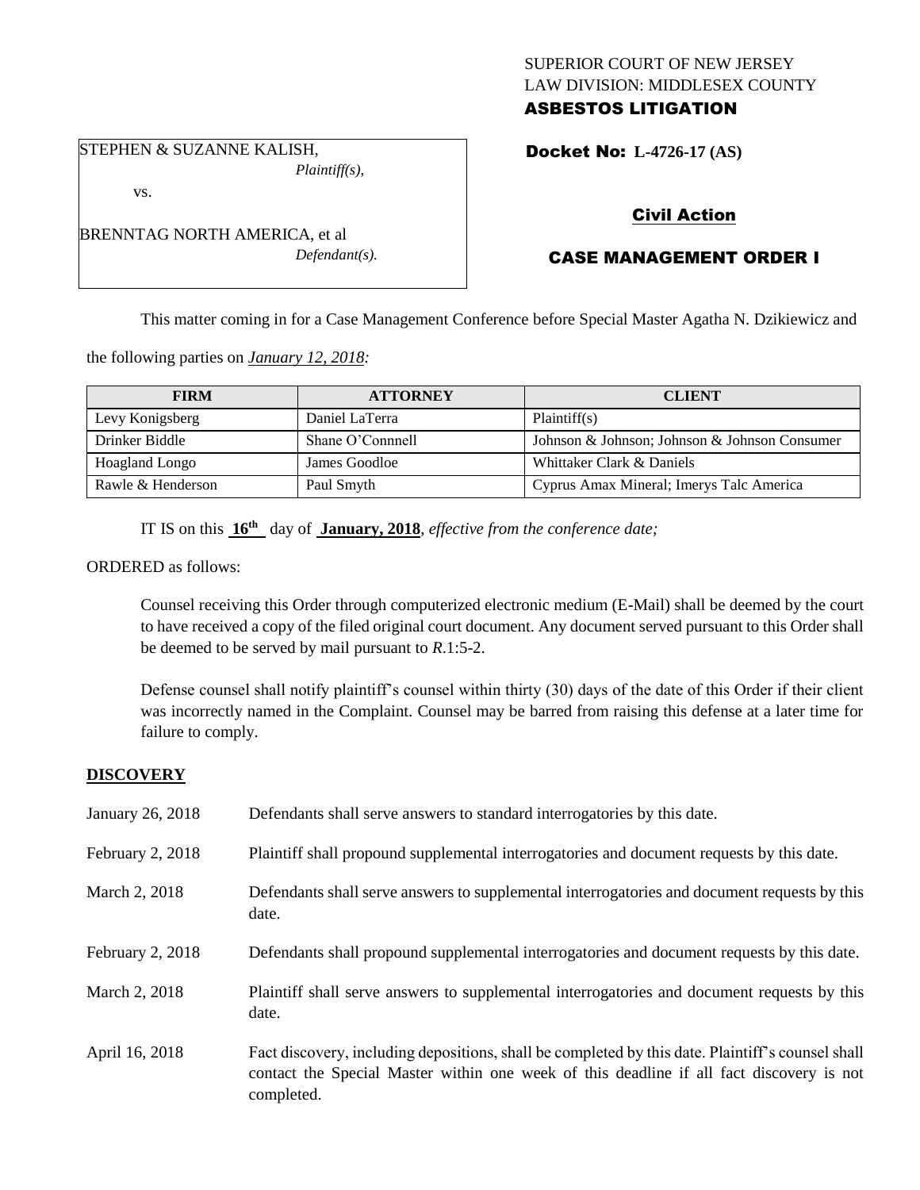SUPERIOR COURT OF NEW JERSEY
LAW DIVISION: MIDDLESEX COUNTY
**ASBESTOS LITIGATION**

STEPHEN & SUZANNE KALISH,
*Plaintiff(s),*

vs.

BRENNTAG NORTH AMERICA, et al
*Defendant(s).*

**Docket No: L-4726-17 (AS)**

## Civil Action

## CASE MANAGEMENT ORDER I

This matter coming in for a Case Management Conference before Special Master Agatha N. Dzikiewicz and the following parties on *January 12, 2018:*

| FIRM | ATTORNEY | CLIENT |
| --- | --- | --- |
| Levy Konigsberg | Daniel LaTerra | Plaintiff(s) |
| Drinker Biddle | Shane O'Connnell | Johnson & Johnson; Johnson & Johnson Consumer |
| Hoagland Longo | James Goodloe | Whittaker Clark & Daniels |
| Rawle & Henderson | Paul Smyth | Cyprus Amax Mineral; Imerys Talc America |

IT IS on this **16th** day of **January, 2018**, *effective from the conference date;*

ORDERED as follows:

Counsel receiving this Order through computerized electronic medium (E-Mail) shall be deemed by the court to have received a copy of the filed original court document. Any document served pursuant to this Order shall be deemed to be served by mail pursuant to *R*.1:5-2.

Defense counsel shall notify plaintiff's counsel within thirty (30) days of the date of this Order if their client was incorrectly named in the Complaint. Counsel may be barred from raising this defense at a later time for failure to comply.

**DISCOVERY**

January 26, 2018 Defendants shall serve answers to standard interrogatories by this date.

February 2, 2018 Plaintiff shall propound supplemental interrogatories and document requests by this date.

March 2, 2018 Defendants shall serve answers to supplemental interrogatories and document requests by this date.

February 2, 2018 Defendants shall propound supplemental interrogatories and document requests by this date.

March 2, 2018 Plaintiff shall serve answers to supplemental interrogatories and document requests by this date.

April 16, 2018 Fact discovery, including depositions, shall be completed by this date. Plaintiff's counsel shall contact the Special Master within one week of this deadline if all fact discovery is not completed.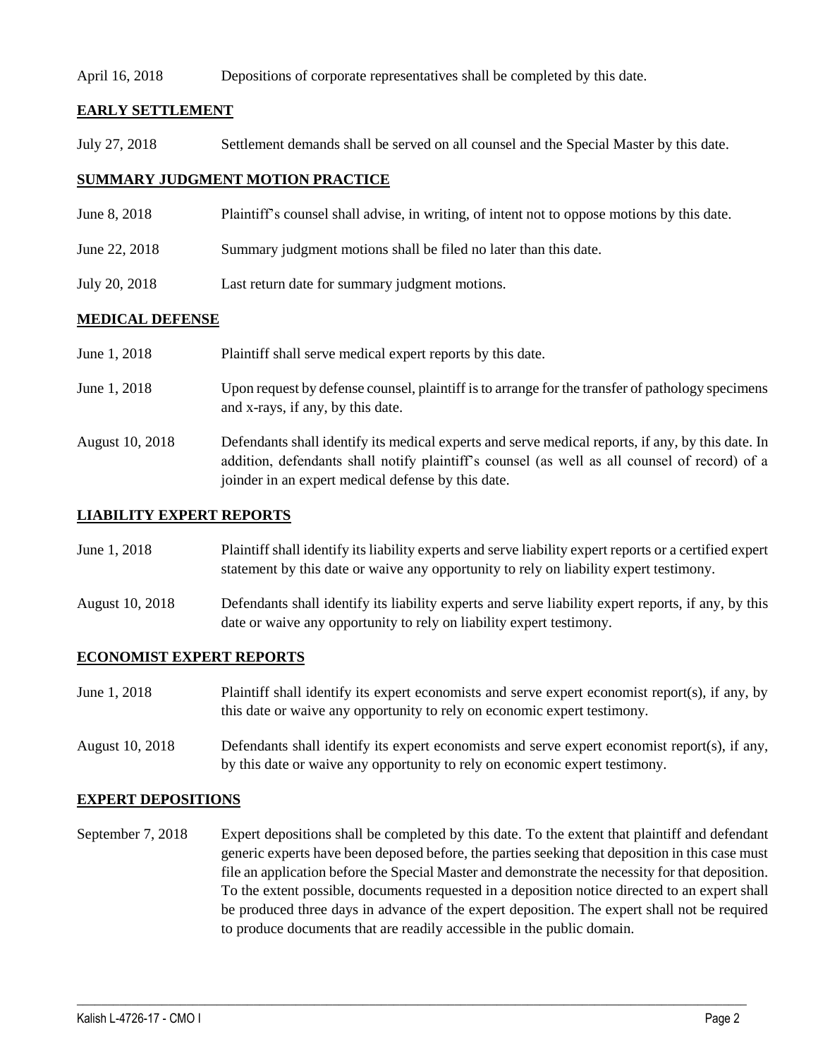April 16, 2018 Depositions of corporate representatives shall be completed by this date.

## EARLY SETTLEMENT

July 27, 2018 Settlement demands shall be served on all counsel and the Special Master by this date.

## SUMMARY JUDGMENT MOTION PRACTICE

June 8, 2018 Plaintiff's counsel shall advise, in writing, of intent not to oppose motions by this date.

June 22, 2018 Summary judgment motions shall be filed no later than this date.

July 20, 2018 Last return date for summary judgment motions.

## MEDICAL DEFENSE

June 1, 2018 Plaintiff shall serve medical expert reports by this date.

June 1, 2018 Upon request by defense counsel, plaintiff is to arrange for the transfer of pathology specimens and x-rays, if any, by this date.

August 10, 2018 Defendants shall identify its medical experts and serve medical reports, if any, by this date. In addition, defendants shall notify plaintiff's counsel (as well as all counsel of record) of a joinder in an expert medical defense by this date.

## LIABILITY EXPERT REPORTS

June 1, 2018 Plaintiff shall identify its liability experts and serve liability expert reports or a certified expert statement by this date or waive any opportunity to rely on liability expert testimony.

August 10, 2018 Defendants shall identify its liability experts and serve liability expert reports, if any, by this date or waive any opportunity to rely on liability expert testimony.

## ECONOMIST EXPERT REPORTS

June 1, 2018 Plaintiff shall identify its expert economists and serve expert economist report(s), if any, by this date or waive any opportunity to rely on economic expert testimony.

August 10, 2018 Defendants shall identify its expert economists and serve expert economist report(s), if any, by this date or waive any opportunity to rely on economic expert testimony.

## EXPERT DEPOSITIONS

September 7, 2018 Expert depositions shall be completed by this date. To the extent that plaintiff and defendant generic experts have been deposed before, the parties seeking that deposition in this case must file an application before the Special Master and demonstrate the necessity for that deposition. To the extent possible, documents requested in a deposition notice directed to an expert shall be produced three days in advance of the expert deposition. The expert shall not be required to produce documents that are readily accessible in the public domain.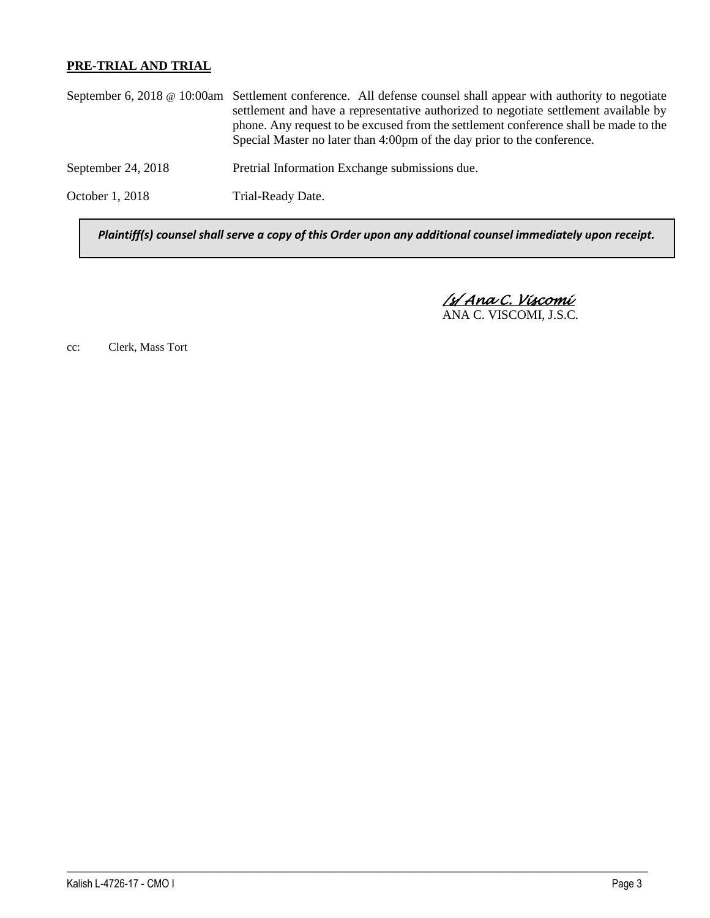## PRE-TRIAL AND TRIAL

| | |
|---|---|
| September 6, 2018 @ 10:00am | Settlement conference. All defense counsel shall appear with authority to negotiate settlement and have a representative authorized to negotiate settlement available by phone. Any request to be excused from the settlement conference shall be made to the Special Master no later than 4:00pm of the day prior to the conference. |
| September 24, 2018 | Pretrial Information Exchange submissions due. |
| October 1, 2018 | Trial-Ready Date. |

***Plaintiff(s) counsel shall serve a copy of this Order upon any additional counsel immediately upon receipt.***

/s/ Ana C. Viscomi

ANA C. VISCOMI, J.S.C.

cc: Clerk, Mass Tort